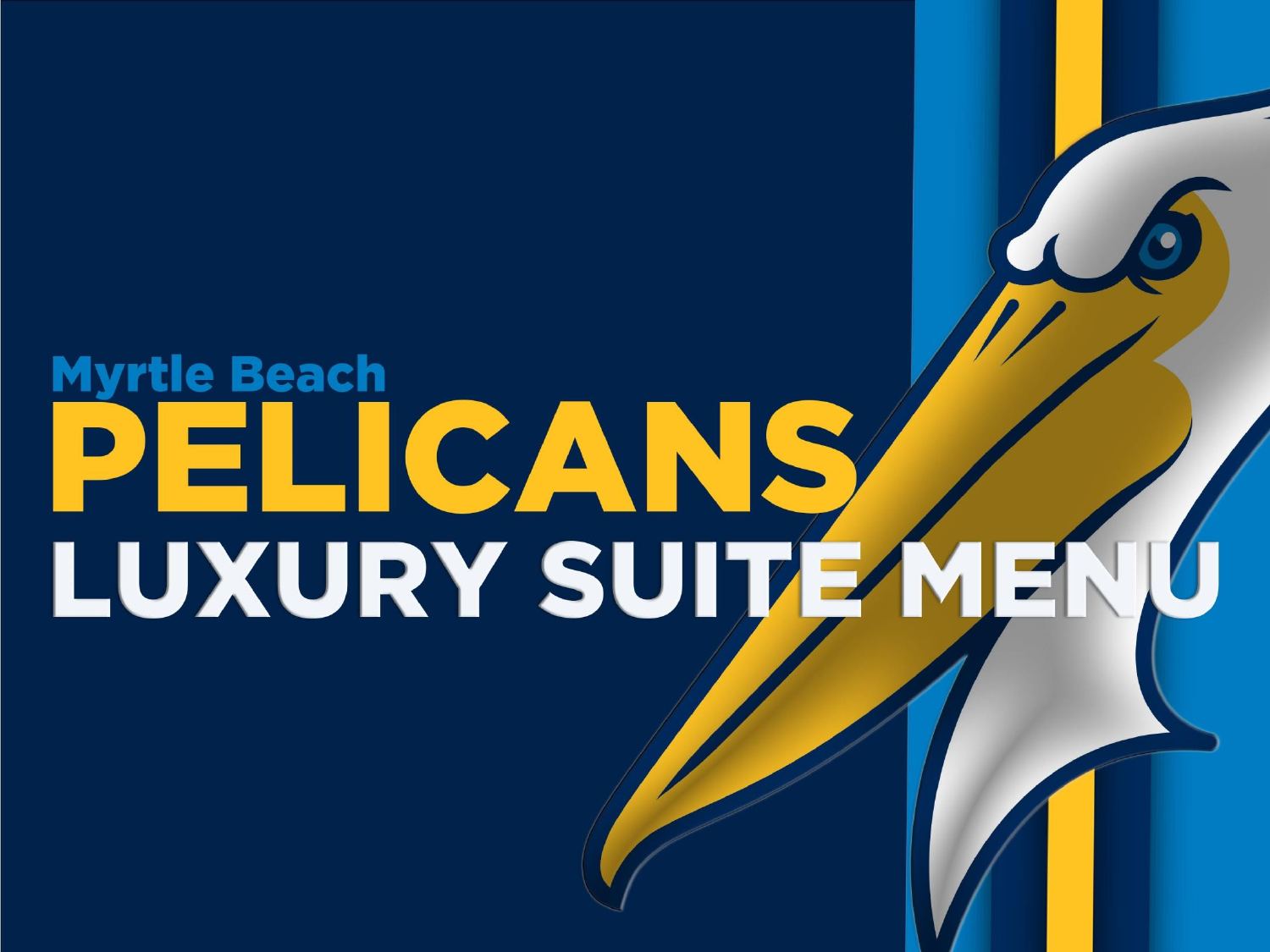Myrtle Beach

# PELICANS

## LUXURY SUITE MENU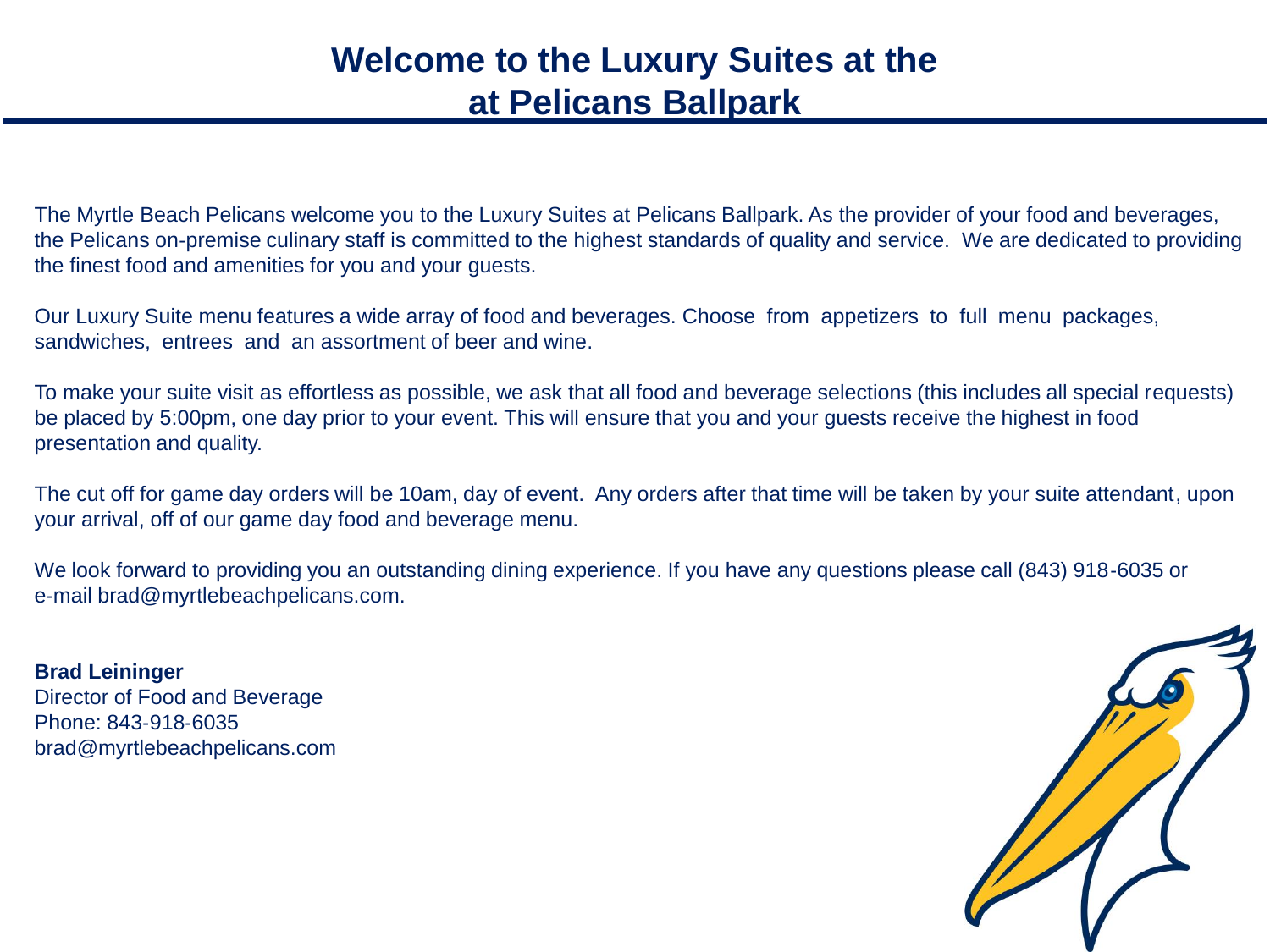# Welcome to the Luxury Suites at the at Pelicans Ballpark

The Myrtle Beach Pelicans welcome you to the Luxury Suites at Pelicans Ballpark. As the provider of your food and beverages, the Pelicans on-premise culinary staff is committed to the highest standards of quality and service. We are dedicated to providing the finest food and amenities for you and your guests.

Our Luxury Suite menu features a wide array of food and beverages. Choose from appetizers to full menu packages, sandwiches, entrees and an assortment of beer and wine.

To make your suite visit as effortless as possible, we ask that all food and beverage selections (this includes all special requests) be placed by 5:00pm, one day prior to your event. This will ensure that you and your guests receive the highest in food presentation and quality.

The cut off for game day orders will be 10am, day of event. Any orders after that time will be taken by your suite attendant, upon your arrival, off of our game day food and beverage menu.

We look forward to providing you an outstanding dining experience. If you have any questions please call (843) 918-6035 or e-mail brad@myrtlebeachpelicans.com.

**Brad Leininger**
Director of Food and Beverage
Phone: 843-918-6035
brad@myrtlebeachpelicans.com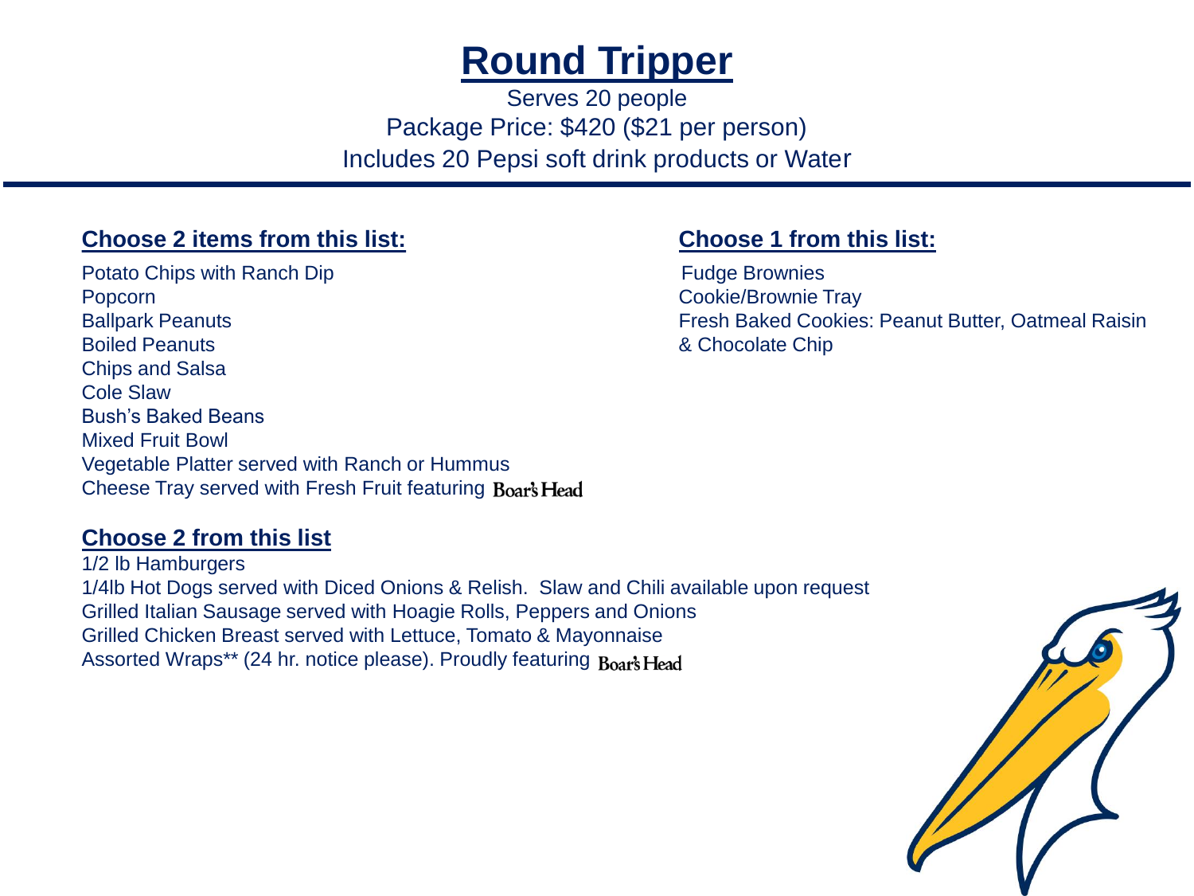# Round Tripper

Serves 20 people
Package Price: $420 ($21 per person)
Includes 20 Pepsi soft drink products or Water

## Choose 2 items from this list:

Potato Chips with Ranch Dip
Popcorn
Ballpark Peanuts
Boiled Peanuts
Chips and Salsa
Cole Slaw
Bush's Baked Beans
Mixed Fruit Bowl
Vegetable Platter served with Ranch or Hummus
Cheese Tray served with Fresh Fruit featuring Boar's Head

## Choose 1 from this list:

Fudge Brownies
Cookie/Brownie Tray
Fresh Baked Cookies: Peanut Butter, Oatmeal Raisin & Chocolate Chip

## Choose 2 from this list

1/2 lb Hamburgers
1/4lb Hot Dogs served with Diced Onions & Relish. Slaw and Chili available upon request
Grilled Italian Sausage served with Hoagie Rolls, Peppers and Onions
Grilled Chicken Breast served with Lettuce, Tomato & Mayonnaise
Assorted Wraps** (24 hr. notice please). Proudly featuring Boar's Head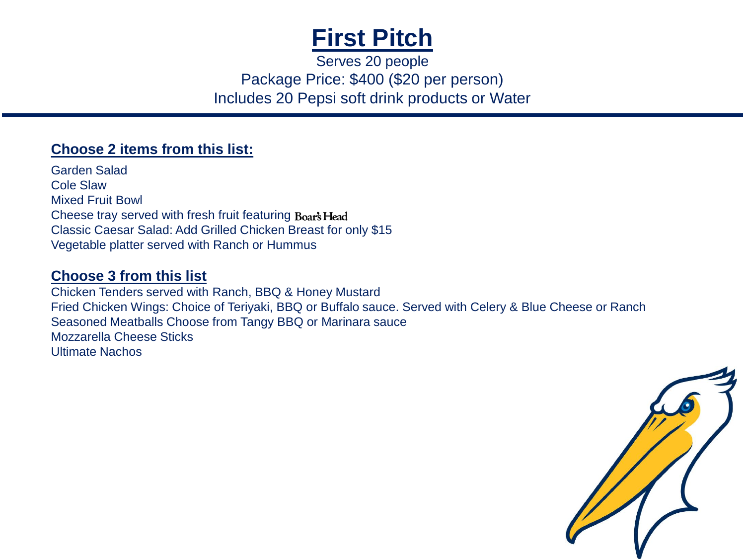# First Pitch

Serves 20 people

Package Price: $400 ($20 per person)

Includes 20 Pepsi soft drink products or Water

---

**Choose 2 items from this list:**

Garden Salad
Cole Slaw
Mixed Fruit Bowl
Cheese tray served with fresh fruit featuring Boar's Head
Classic Caesar Salad: Add Grilled Chicken Breast for only $15
Vegetable platter served with Ranch or Hummus

**Choose 3 from this list**

Chicken Tenders served with Ranch, BBQ & Honey Mustard
Fried Chicken Wings: Choice of Teriyaki, BBQ or Buffalo sauce. Served with Celery & Blue Cheese or Ranch
Seasoned Meatballs Choose from Tangy BBQ or Marinara sauce
Mozzarella Cheese Sticks
Ultimate Nachos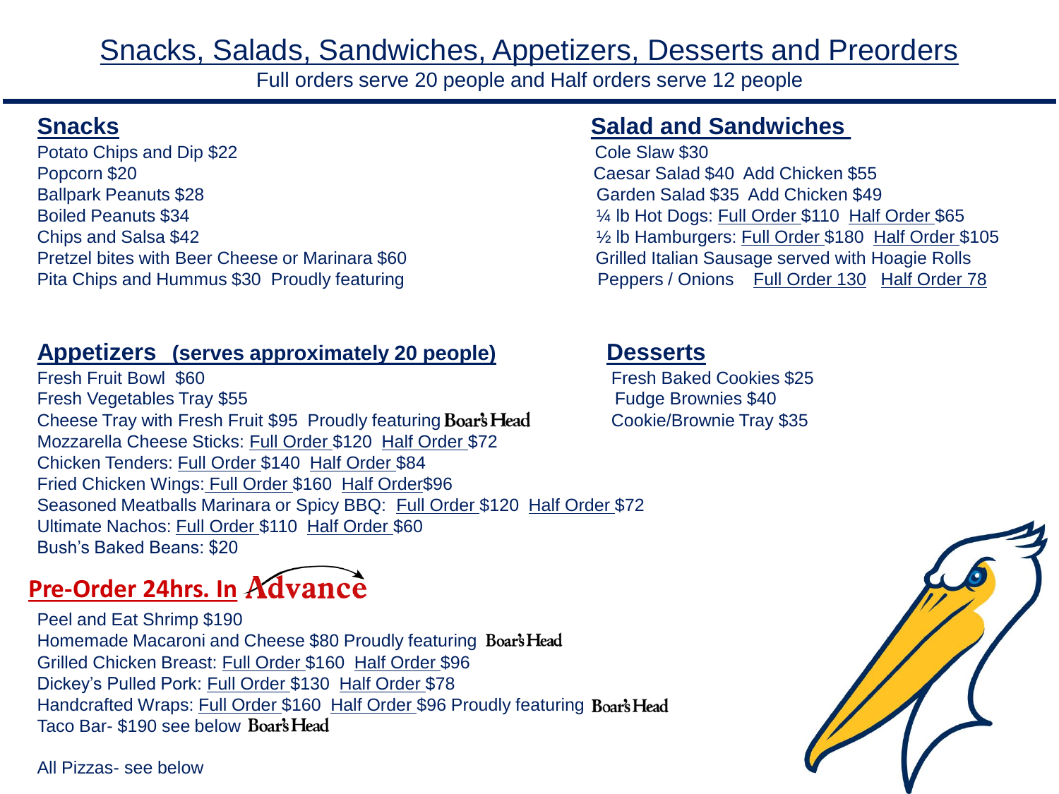# Snacks, Salads, Sandwiches, Appetizers, Desserts and Preorders

Full orders serve 20 people and Half orders serve 12 people

## Snacks

Potato Chips and Dip $22
Popcorn $20
Ballpark Peanuts $28
Boiled Peanuts $34
Chips and Salsa $42
Pretzel bites with Beer Cheese or Marinara $60
Pita Chips and Hummus $30 Proudly featuring

## Salad and Sandwiches

Cole Slaw $30
Caesar Salad $40 Add Chicken $55
Garden Salad $35 Add Chicken $49
¼ lb Hot Dogs: Full Order $110 Half Order $65
½ lb Hamburgers: Full Order $180 Half Order $105
Grilled Italian Sausage served with Hoagie Rolls
Peppers / Onions Full Order 130 Half Order 78

## Appetizers (serves approximately 20 people)

Fresh Fruit Bowl $60
Fresh Vegetables Tray $55
Cheese Tray with Fresh Fruit $95 Proudly featuring Boar's Head
Mozzarella Cheese Sticks: Full Order $120 Half Order $72
Chicken Tenders: Full Order $140 Half Order $84
Fried Chicken Wings: Full Order $160 Half Order $96
Seasoned Meatballs Marinara or Spicy BBQ: Full Order $120 Half Order $72
Ultimate Nachos: Full Order $110 Half Order $60
Bush's Baked Beans: $20

## Desserts

Fresh Baked Cookies $25
Fudge Brownies $40
Cookie/Brownie Tray $35

## Pre-Order 24hrs. In Advance

Peel and Eat Shrimp $190
Homemade Macaroni and Cheese $80 Proudly featuring Boar's Head
Grilled Chicken Breast: Full Order $160 Half Order $96
Dickey's Pulled Pork: Full Order $130 Half Order $78
Handcrafted Wraps: Full Order $160 Half Order $96 Proudly featuring Boar's Head
Taco Bar- $190 see below Boar's Head

All Pizzas- see below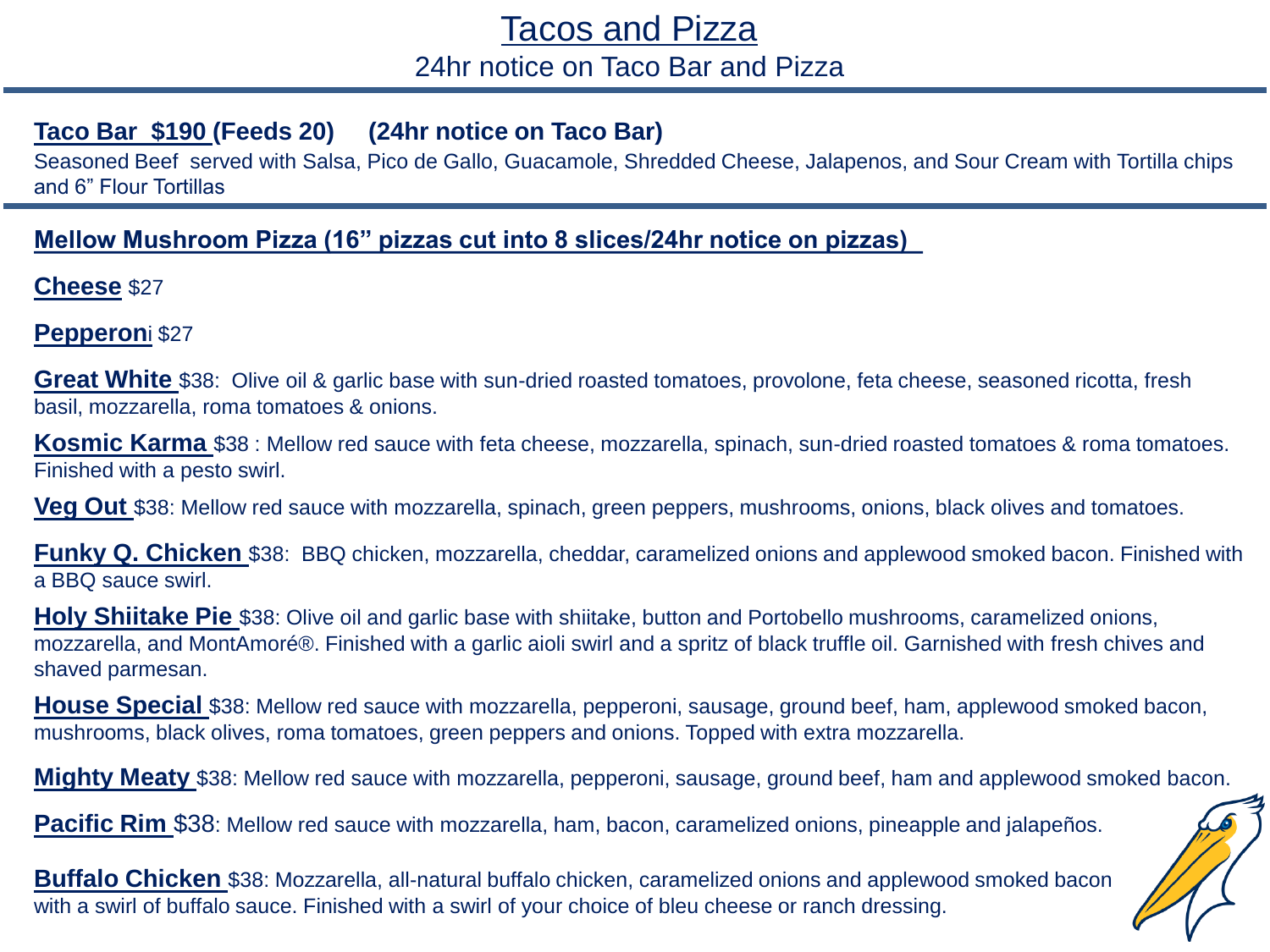# Tacos and Pizza

24hr notice on Taco Bar and Pizza

## Taco Bar $190 (Feeds 20) (24hr notice on Taco Bar)

Seasoned Beef served with Salsa, Pico de Gallo, Guacamole, Shredded Cheese, Jalapenos, and Sour Cream with Tortilla chips and 6" Flour Tortillas

## Mellow Mushroom Pizza (16" pizzas cut into 8 slices/24hr notice on pizzas)

**Cheese** $27

**Pepperoni** $27

**Great White** $38: Olive oil & garlic base with sun-dried roasted tomatoes, provolone, feta cheese, seasoned ricotta, fresh basil, mozzarella, roma tomatoes & onions.

**Kosmic Karma** $38 : Mellow red sauce with feta cheese, mozzarella, spinach, sun-dried roasted tomatoes & roma tomatoes. Finished with a pesto swirl.

**Veg Out** $38: Mellow red sauce with mozzarella, spinach, green peppers, mushrooms, onions, black olives and tomatoes.

**Funky Q. Chicken** $38: BBQ chicken, mozzarella, cheddar, caramelized onions and applewood smoked bacon. Finished with a BBQ sauce swirl.

**Holy Shiitake Pie** $38: Olive oil and garlic base with shiitake, button and Portobello mushrooms, caramelized onions, mozzarella, and MontAmoré®. Finished with a garlic aioli swirl and a spritz of black truffle oil. Garnished with fresh chives and shaved parmesan.

**House Special** $38: Mellow red sauce with mozzarella, pepperoni, sausage, ground beef, ham, applewood smoked bacon, mushrooms, black olives, roma tomatoes, green peppers and onions. Topped with extra mozzarella.

**Mighty Meaty** $38: Mellow red sauce with mozzarella, pepperoni, sausage, ground beef, ham and applewood smoked bacon.

**Pacific Rim** $38: Mellow red sauce with mozzarella, ham, bacon, caramelized onions, pineapple and jalapeños.

**Buffalo Chicken** $38: Mozzarella, all-natural buffalo chicken, caramelized onions and applewood smoked bacon with a swirl of buffalo sauce. Finished with a swirl of your choice of bleu cheese or ranch dressing.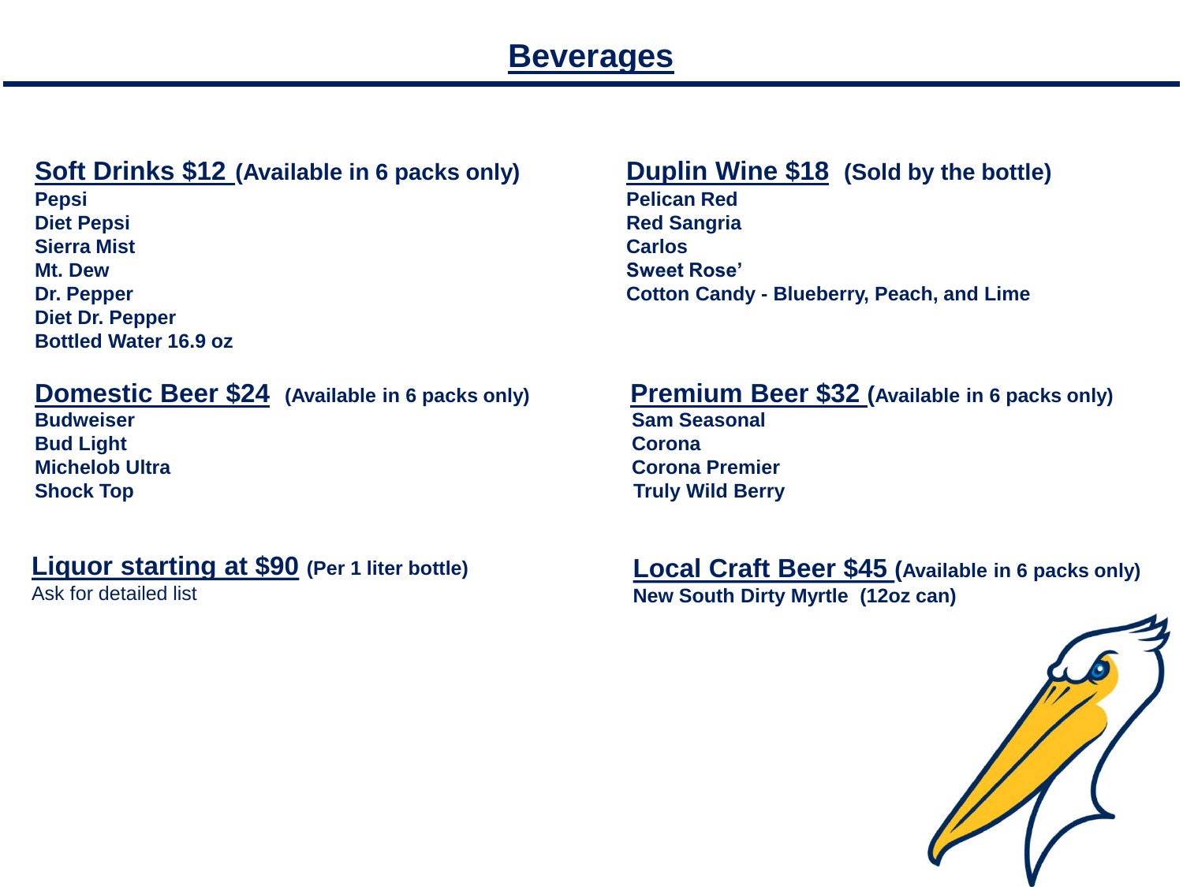# Beverages

## Soft Drinks $12 (Available in 6 packs only)

**Pepsi**
**Diet Pepsi**
**Sierra Mist**
**Mt. Dew**
**Dr. Pepper**
**Diet Dr. Pepper**
**Bottled Water 16.9 oz**

## Domestic Beer $24 (Available in 6 packs only)

**Budweiser**
**Bud Light**
**Michelob Ultra**
**Shock Top**

## Liquor starting at $90 (Per 1 liter bottle)

Ask for detailed list

## Duplin Wine $18 (Sold by the bottle)

**Pelican Red**
**Red Sangria**
**Carlos**
**Sweet Rose'**
**Cotton Candy - Blueberry, Peach, and Lime**

## Premium Beer $32 (Available in 6 packs only)

**Sam Seasonal**
**Corona**
**Corona Premier**
**Truly Wild Berry**

## Local Craft Beer $45 (Available in 6 packs only)

**New South Dirty Myrtle (12oz can)**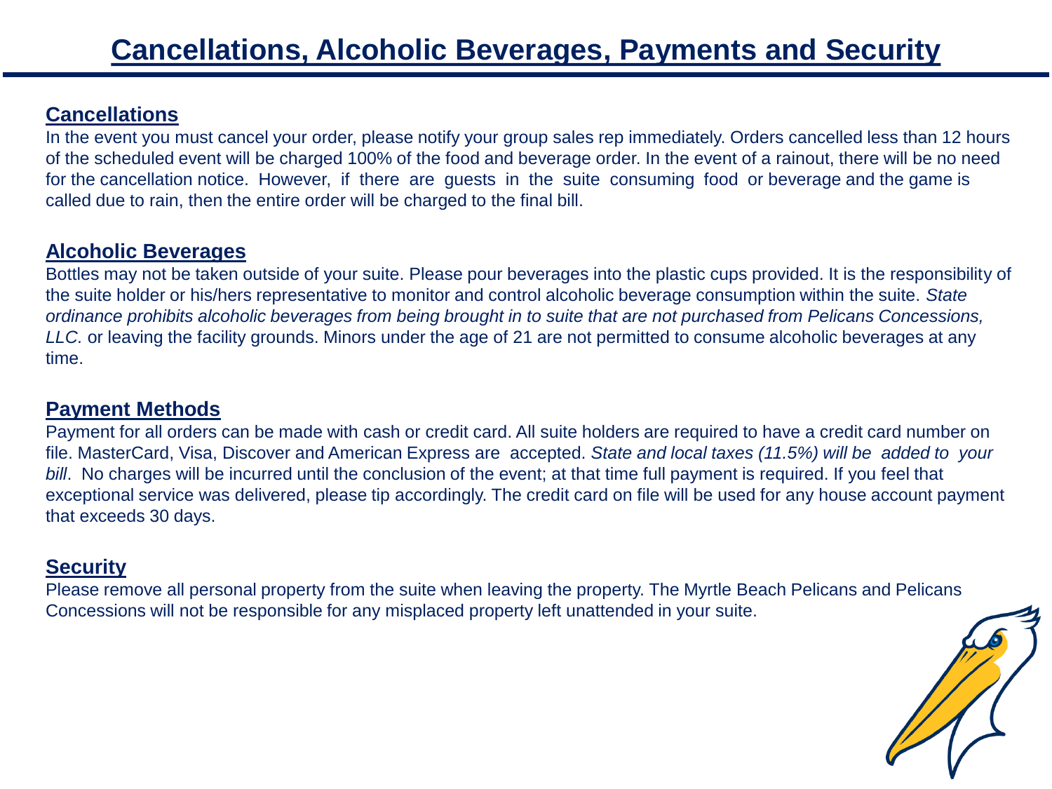# Cancellations, Alcoholic Beverages, Payments and Security

## Cancellations

In the event you must cancel your order, please notify your group sales rep immediately. Orders cancelled less than 12 hours of the scheduled event will be charged 100% of the food and beverage order. In the event of a rainout, there will be no need for the cancellation notice. However, if there are guests in the suite consuming food or beverage and the game is called due to rain, then the entire order will be charged to the final bill.

## Alcoholic Beverages

Bottles may not be taken outside of your suite. Please pour beverages into the plastic cups provided. It is the responsibility of the suite holder or his/hers representative to monitor and control alcoholic beverage consumption within the suite. *State ordinance prohibits alcoholic beverages from being brought in to suite that are not purchased from Pelicans Concessions, LLC.* or leaving the facility grounds. Minors under the age of 21 are not permitted to consume alcoholic beverages at any time.

## Payment Methods

Payment for all orders can be made with cash or credit card. All suite holders are required to have a credit card number on file. MasterCard, Visa, Discover and American Express are accepted. *State and local taxes (11.5%) will be added to your bill*. No charges will be incurred until the conclusion of the event; at that time full payment is required. If you feel that exceptional service was delivered, please tip accordingly. The credit card on file will be used for any house account payment that exceeds 30 days.

## Security

Please remove all personal property from the suite when leaving the property. The Myrtle Beach Pelicans and Pelicans Concessions will not be responsible for any misplaced property left unattended in your suite.